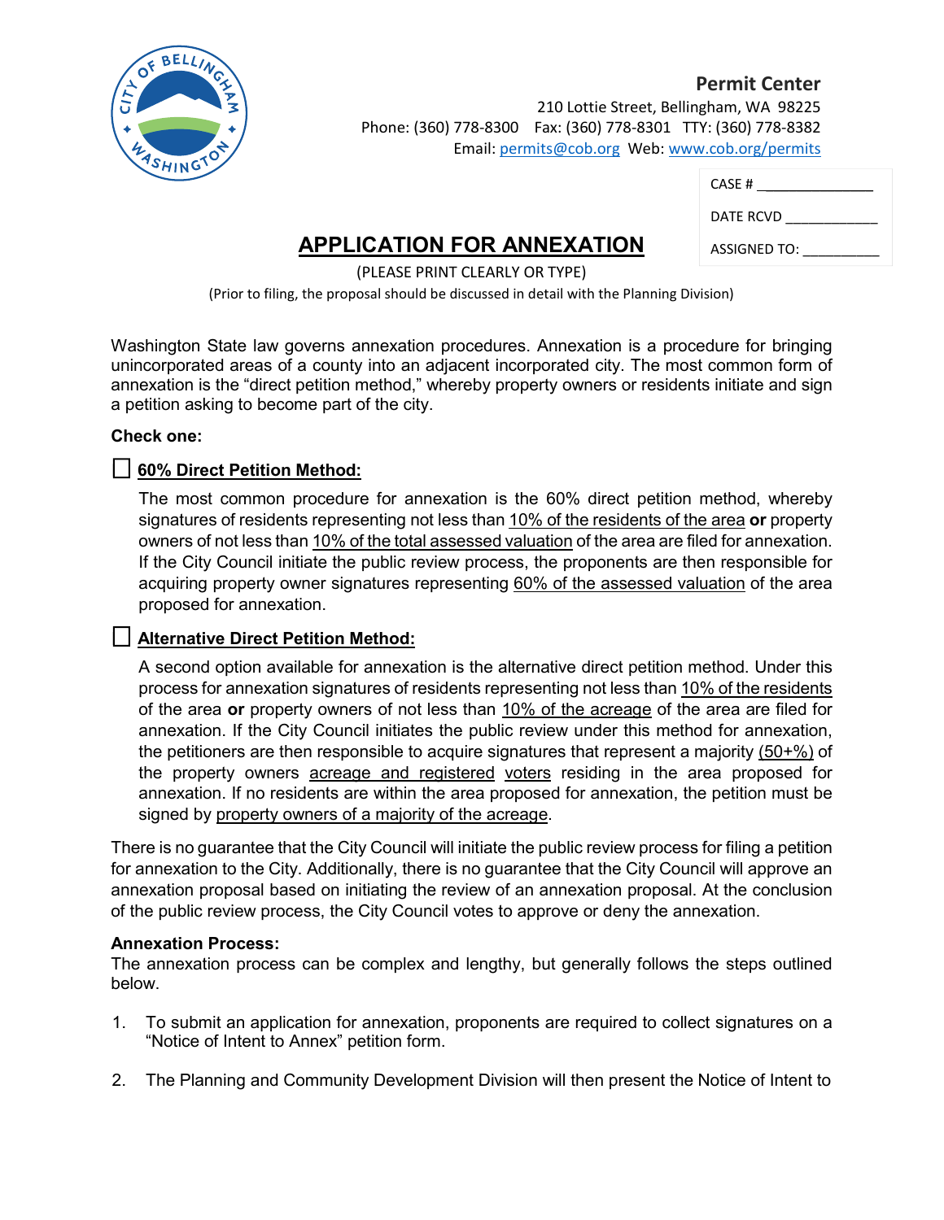**Permit Center**
210 Lottie Street, Bellingham, WA 98225
Phone: (360) 778-8300 Fax: (360) 778-8301 TTY: (360) 778-8382
Email: permits@cob.org Web: www.cob.org/permits

CASE # ______________

DATE RCVD ____________

ASSIGNED TO: __________

# APPLICATION FOR ANNEXATION

(PLEASE PRINT CLEARLY OR TYPE)

(Prior to filing, the proposal should be discussed in detail with the Planning Division)

Washington State law governs annexation procedures. Annexation is a procedure for bringing unincorporated areas of a county into an adjacent incorporated city. The most common form of annexation is the "direct petition method," whereby property owners or residents initiate and sign a petition asking to become part of the city.

**Check one:**

☐ **60% Direct Petition Method:**

The most common procedure for annexation is the 60% direct petition method, whereby signatures of residents representing not less than 10% of the residents of the area **or** property owners of not less than 10% of the total assessed valuation of the area are filed for annexation. If the City Council initiate the public review process, the proponents are then responsible for acquiring property owner signatures representing 60% of the assessed valuation of the area proposed for annexation.

☐ **Alternative Direct Petition Method:**

A second option available for annexation is the alternative direct petition method. Under this process for annexation signatures of residents representing not less than 10% of the residents of the area **or** property owners of not less than 10% of the acreage of the area are filed for annexation. If the City Council initiates the public review under this method for annexation, the petitioners are then responsible to acquire signatures that represent a majority (50+%) of the property owners acreage and registered voters residing in the area proposed for annexation. If no residents are within the area proposed for annexation, the petition must be signed by property owners of a majority of the acreage.

There is no guarantee that the City Council will initiate the public review process for filing a petition for annexation to the City. Additionally, there is no guarantee that the City Council will approve an annexation proposal based on initiating the review of an annexation proposal. At the conclusion of the public review process, the City Council votes to approve or deny the annexation.

**Annexation Process:**
The annexation process can be complex and lengthy, but generally follows the steps outlined below.

1. To submit an application for annexation, proponents are required to collect signatures on a "Notice of Intent to Annex" petition form.

2. The Planning and Community Development Division will then present the Notice of Intent to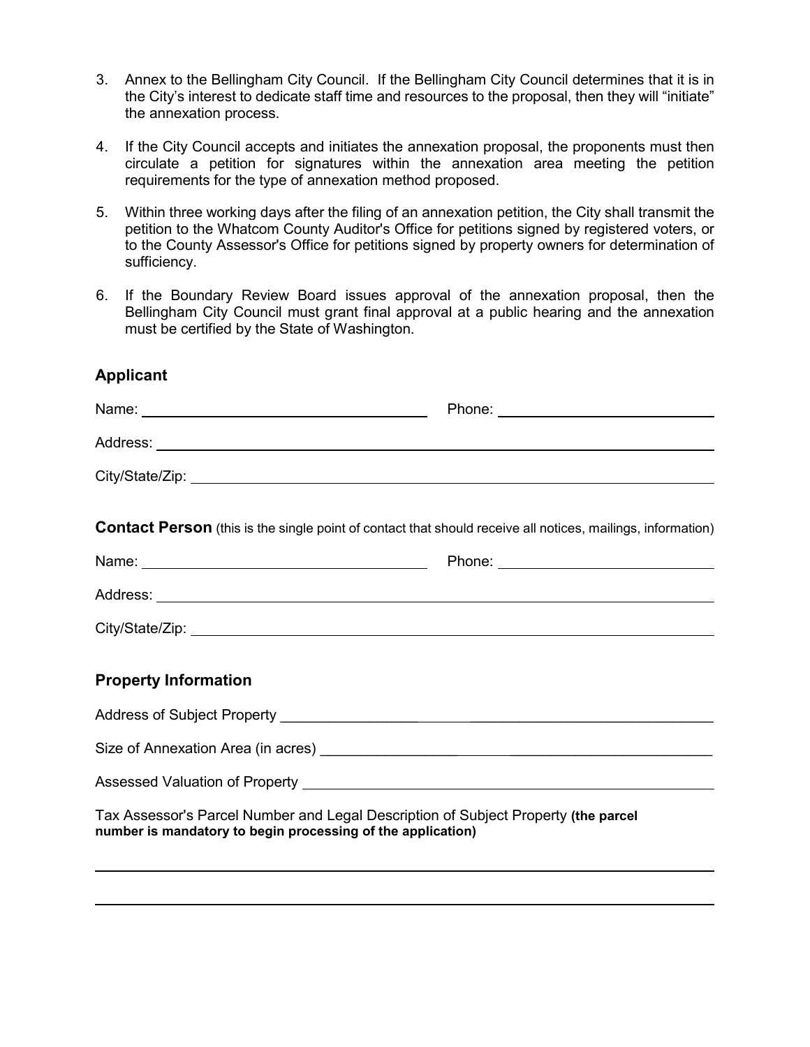3. Annex to the Bellingham City Council. If the Bellingham City Council determines that it is in the City's interest to dedicate staff time and resources to the proposal, then they will "initiate" the annexation process.

4. If the City Council accepts and initiates the annexation proposal, the proponents must then circulate a petition for signatures within the annexation area meeting the petition requirements for the type of annexation method proposed.

5. Within three working days after the filing of an annexation petition, the City shall transmit the petition to the Whatcom County Auditor's Office for petitions signed by registered voters, or to the County Assessor's Office for petitions signed by property owners for determination of sufficiency.

6. If the Boundary Review Board issues approval of the annexation proposal, then the Bellingham City Council must grant final approval at a public hearing and the annexation must be certified by the State of Washington.

## Applicant

Name: ______________________________ Phone: ______________________________

Address: ______________________________

City/State/Zip: ______________________________

## Contact Person (this is the single point of contact that should receive all notices, mailings, information)

Name: ______________________________ Phone: ______________________________

Address: ______________________________

City/State/Zip: ______________________________

## Property Information

Address of Subject Property ______________________________

Size of Annexation Area (in acres) ______________________________

Assessed Valuation of Property ______________________________

Tax Assessor's Parcel Number and Legal Description of Subject Property **(the parcel number is mandatory to begin processing of the application)**

______________________________

______________________________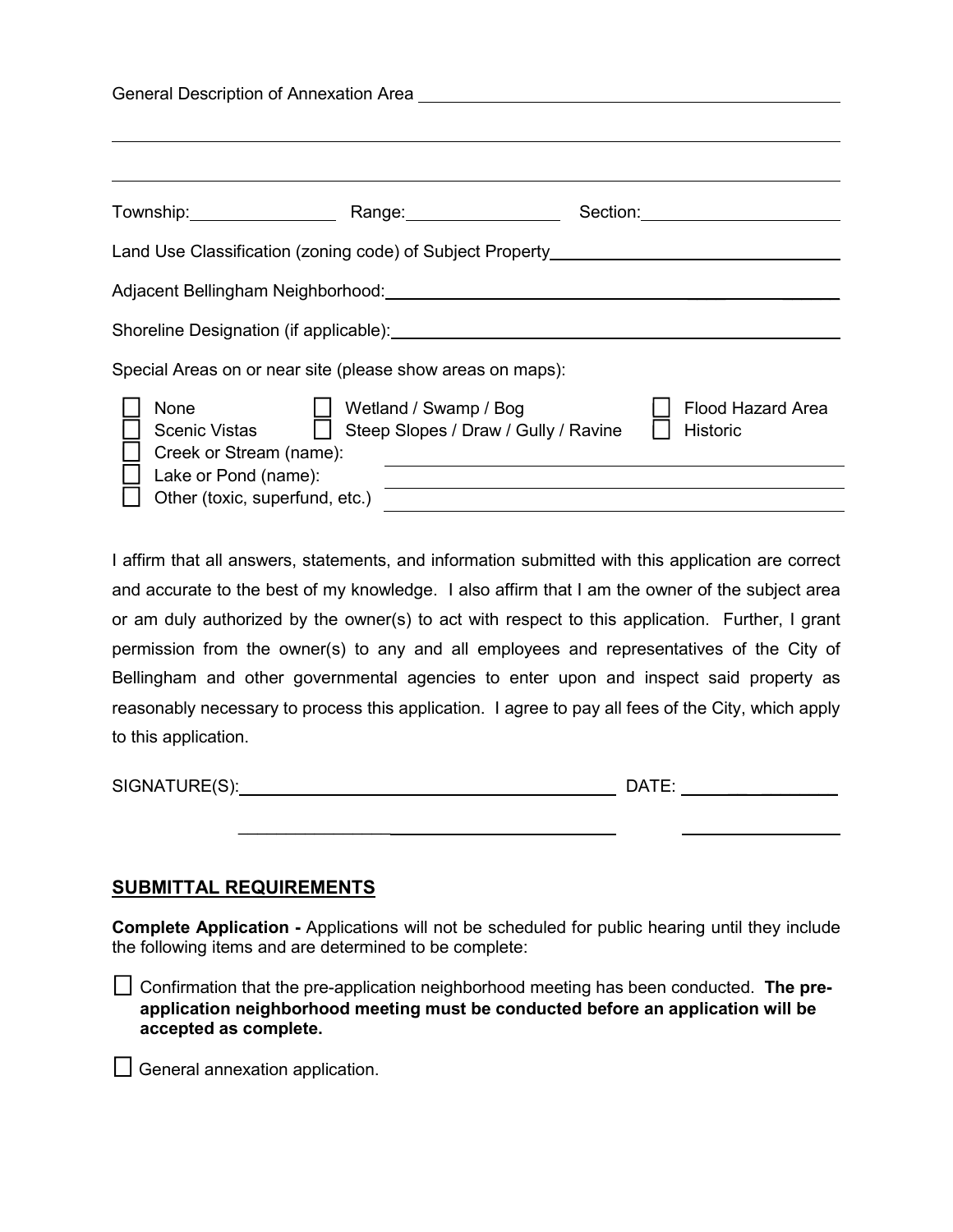General Description of Annexation Area ________________________________________________

______________________________________________________________________________

______________________________________________________________________________

Township: ______________ Range: ______________ Section: ________________

Land Use Classification (zoning code) of Subject Property ____________________________

Adjacent Bellingham Neighborhood: ________________________________________________

Shoreline Designation (if applicable): _____________________________________________

Special Areas on or near site (please show areas on maps):

- ☐ None
- ☐ Scenic Vistas
- ☐ Wetland / Swamp / Bog
- ☐ Steep Slopes / Draw / Gully / Ravine
- ☐ Flood Hazard Area
- ☐ Historic
- ☐ Creek or Stream (name): ________________________________
- ☐ Lake or Pond (name): ________________________________
- ☐ Other (toxic, superfund, etc.) ________________________________

I affirm that all answers, statements, and information submitted with this application are correct and accurate to the best of my knowledge. I also affirm that I am the owner of the subject area or am duly authorized by the owner(s) to act with respect to this application. Further, I grant permission from the owner(s) to any and all employees and representatives of the City of Bellingham and other governmental agencies to enter upon and inspect said property as reasonably necessary to process this application. I agree to pay all fees of the City, which apply to this application.

SIGNATURE(S): ________________________________ DATE: ______________

________________________________ ______________

## SUBMITTAL REQUIREMENTS

**Complete Application -** Applications will not be scheduled for public hearing until they include the following items and are determined to be complete:

☐ Confirmation that the pre-application neighborhood meeting has been conducted. **The pre-application neighborhood meeting must be conducted before an application will be accepted as complete.**

☐ General annexation application.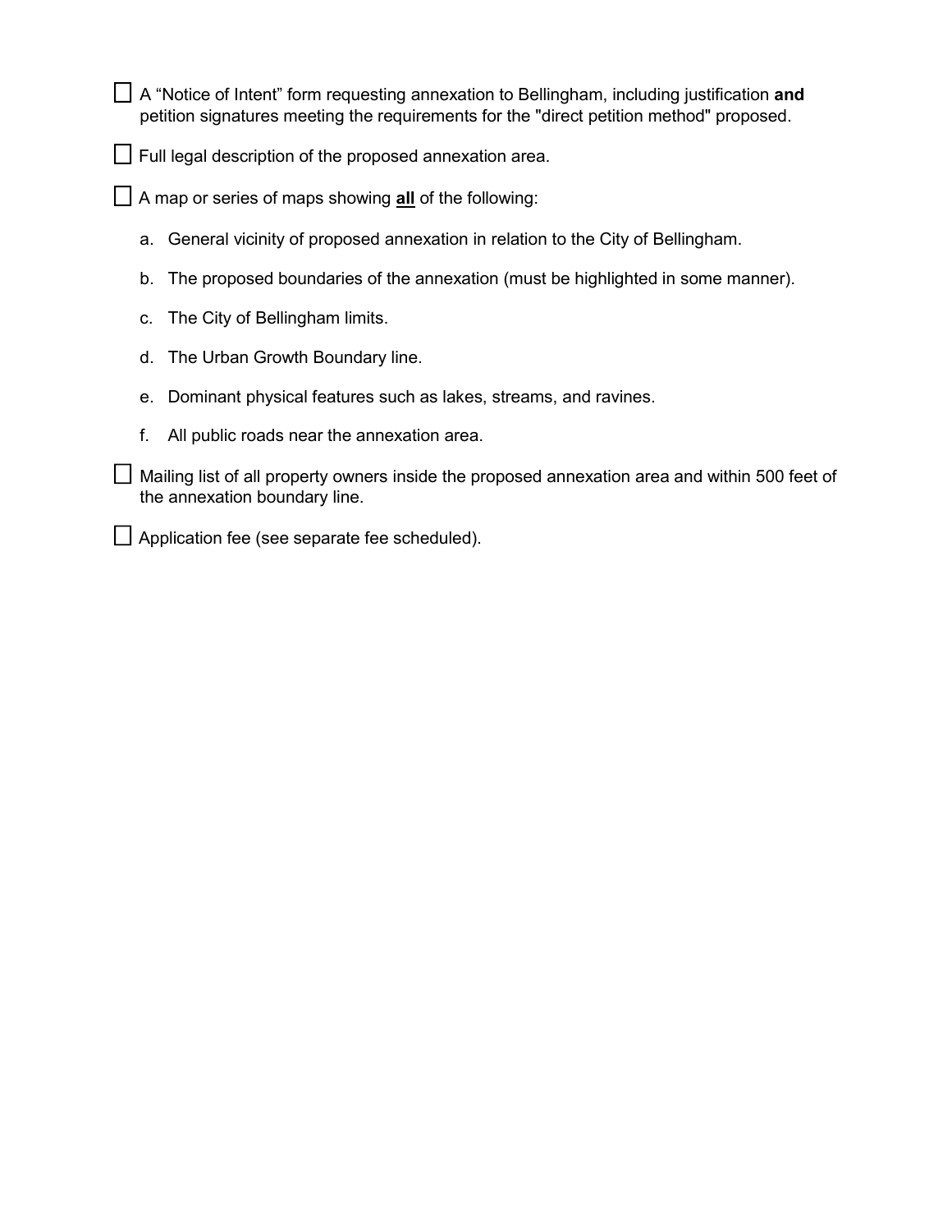- [ ] A “Notice of Intent” form requesting annexation to Bellingham, including justification **and** petition signatures meeting the requirements for the "direct petition method" proposed.

- [ ] Full legal description of the proposed annexation area.

- [ ] A map or series of maps showing **<u>all</u>** of the following:

  a. General vicinity of proposed annexation in relation to the City of Bellingham.

  b. The proposed boundaries of the annexation (must be highlighted in some manner).

  c. The City of Bellingham limits.

  d. The Urban Growth Boundary line.

  e. Dominant physical features such as lakes, streams, and ravines.

  f. All public roads near the annexation area.

- [ ] Mailing list of all property owners inside the proposed annexation area and within 500 feet of the annexation boundary line.

- [ ] Application fee (see separate fee scheduled).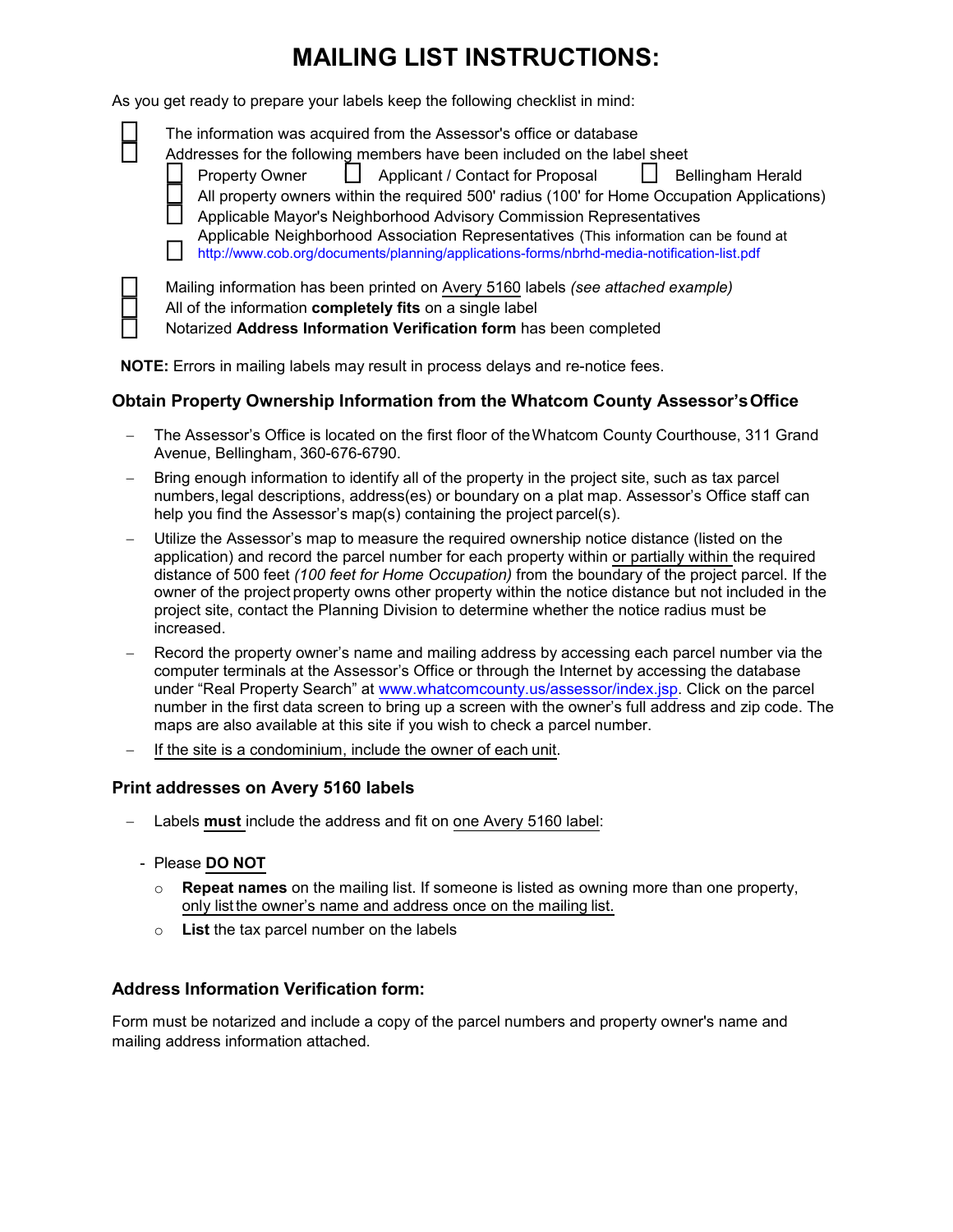# MAILING LIST INSTRUCTIONS:

As you get ready to prepare your labels keep the following checklist in mind:

- ☐ The information was acquired from the Assessor's office or database
- ☐ Addresses for the following members have been included on the label sheet
  - ☐ Property Owner ☐ Applicant / Contact for Proposal ☐ Bellingham Herald
  - ☐ All property owners within the required 500' radius (100' for Home Occupation Applications)
  - ☐ Applicable Mayor's Neighborhood Advisory Commission Representatives
  - ☐ Applicable Neighborhood Association Representatives (This information can be found at http://www.cob.org/documents/planning/applications-forms/nbrhd-media-notification-list.pdf
- ☐ Mailing information has been printed on Avery 5160 labels *(see attached example)*
- ☐ All of the information **completely fits** on a single label
- ☐ Notarized **Address Information Verification form** has been completed

**NOTE:** Errors in mailing labels may result in process delays and re-notice fees.

### Obtain Property Ownership Information from the Whatcom County Assessor's Office

- The Assessor's Office is located on the first floor of the Whatcom County Courthouse, 311 Grand Avenue, Bellingham, 360-676-6790.
- Bring enough information to identify all of the property in the project site, such as tax parcel numbers, legal descriptions, address(es) or boundary on a plat map. Assessor's Office staff can help you find the Assessor's map(s) containing the project parcel(s).
- Utilize the Assessor's map to measure the required ownership notice distance (listed on the application) and record the parcel number for each property within or partially within the required distance of 500 feet *(100 feet for Home Occupation)* from the boundary of the project parcel. If the owner of the project property owns other property within the notice distance but not included in the project site, contact the Planning Division to determine whether the notice radius must be increased.
- Record the property owner's name and mailing address by accessing each parcel number via the computer terminals at the Assessor's Office or through the Internet by accessing the database under "Real Property Search" at www.whatcomcounty.us/assessor/index.jsp. Click on the parcel number in the first data screen to bring up a screen with the owner's full address and zip code. The maps are also available at this site if you wish to check a parcel number.
- If the site is a condominium, include the owner of each unit.

### Print addresses on Avery 5160 labels

- Labels **must** include the address and fit on one Avery 5160 label:
- Please **DO NOT**
  - **Repeat names** on the mailing list. If someone is listed as owning more than one property, only list the owner's name and address once on the mailing list.
  - **List** the tax parcel number on the labels

### Address Information Verification form:

Form must be notarized and include a copy of the parcel numbers and property owner's name and mailing address information attached.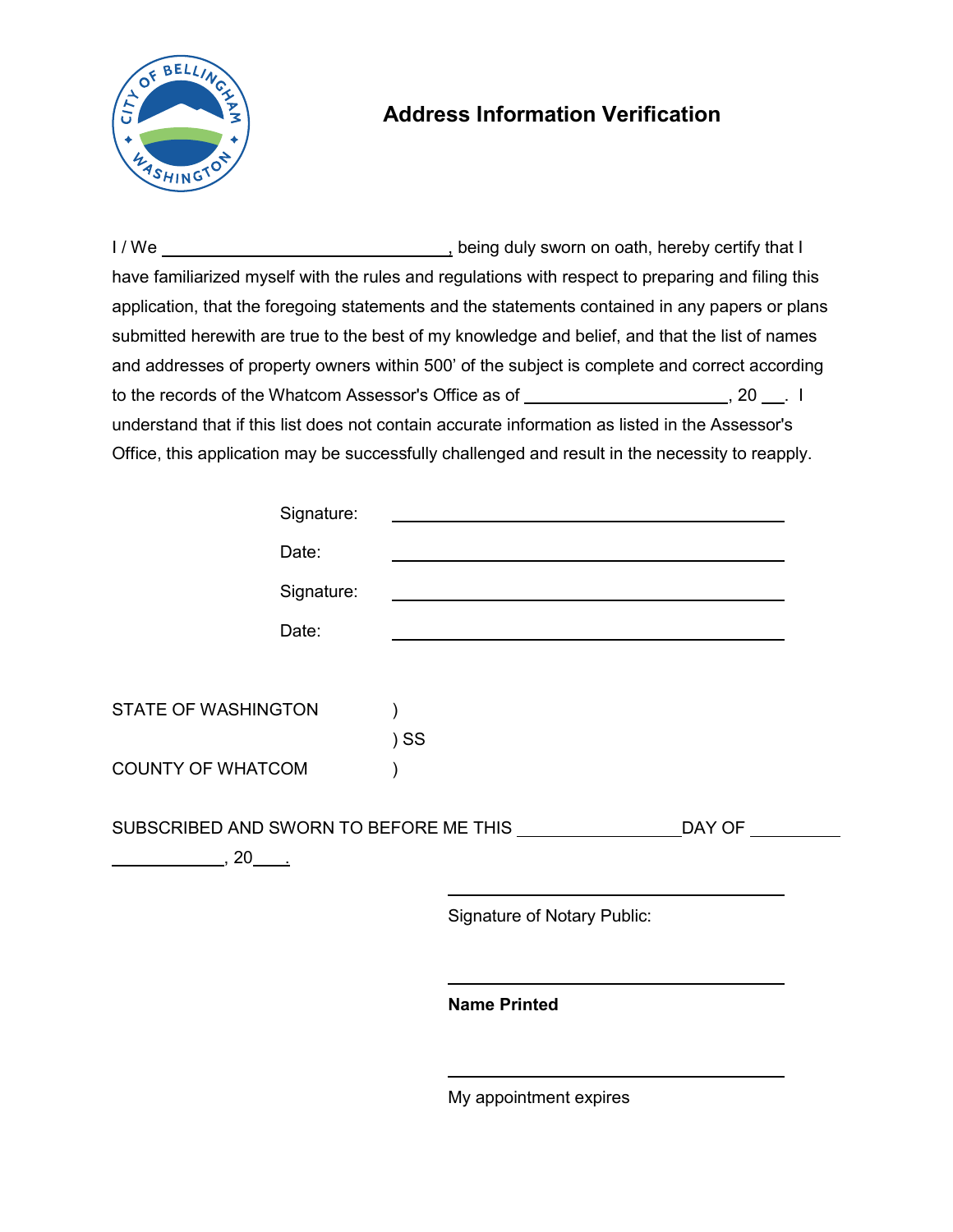# Address Information Verification

I / We _______________________________, being duly sworn on oath, hereby certify that I have familiarized myself with the rules and regulations with respect to preparing and filing this application, that the foregoing statements and the statements contained in any papers or plans submitted herewith are true to the best of my knowledge and belief, and that the list of names and addresses of property owners within 500' of the subject is complete and correct according to the records of the Whatcom Assessor's Office as of ______________________, 20 ___. I understand that if this list does not contain accurate information as listed in the Assessor's Office, this application may be successfully challenged and result in the necessity to reapply.

Signature: ________________________________________

Date: ________________________________________

Signature: ________________________________________

Date: ________________________________________

STATE OF WASHINGTON )
) SS
COUNTY OF WHATCOM )

SUBSCRIBED AND SWORN TO BEFORE ME THIS _________________DAY OF __________ ____________, 20____.

________________________________________
Signature of Notary Public:

________________________________________
**Name Printed**

________________________________________
My appointment expires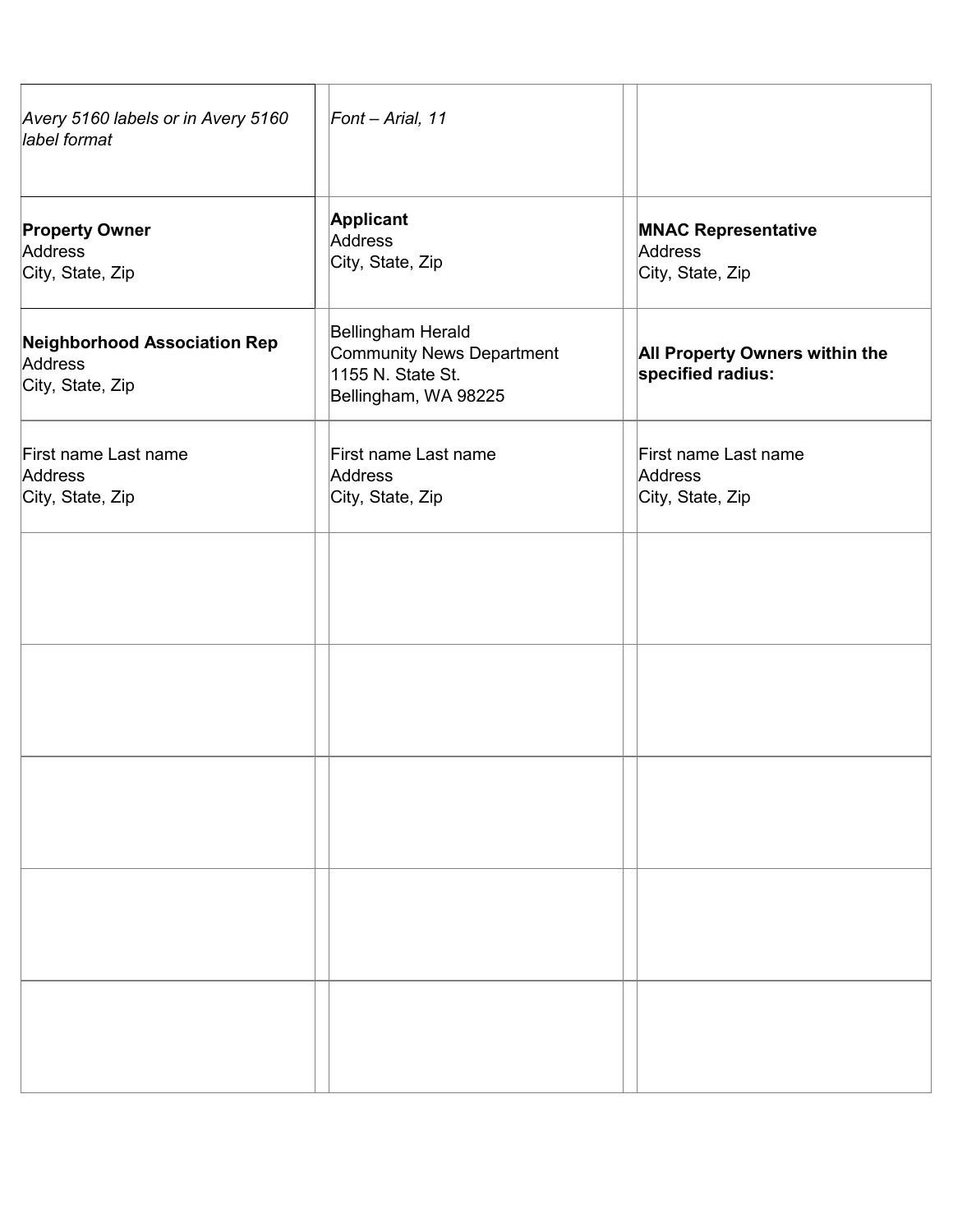| | | |
|---|---|---|
| *Avery 5160 labels or in Avery 5160 label format* | *Font – Arial, 11* | |
| **Property Owner**<br>Address<br>City, State, Zip | **Applicant**<br>Address<br>City, State, Zip | **MNAC Representative**<br>Address<br>City, State, Zip |
| **Neighborhood Association Rep**<br>Address<br>City, State, Zip | Bellingham Herald<br>Community News Department<br>1155 N. State St.<br>Bellingham, WA 98225 | **All Property Owners within the specified radius:** |
| First name Last name<br>Address<br>City, State, Zip | First name Last name<br>Address<br>City, State, Zip | First name Last name<br>Address<br>City, State, Zip |
| | | |
| | | |
| | | |
| | | |
| | | |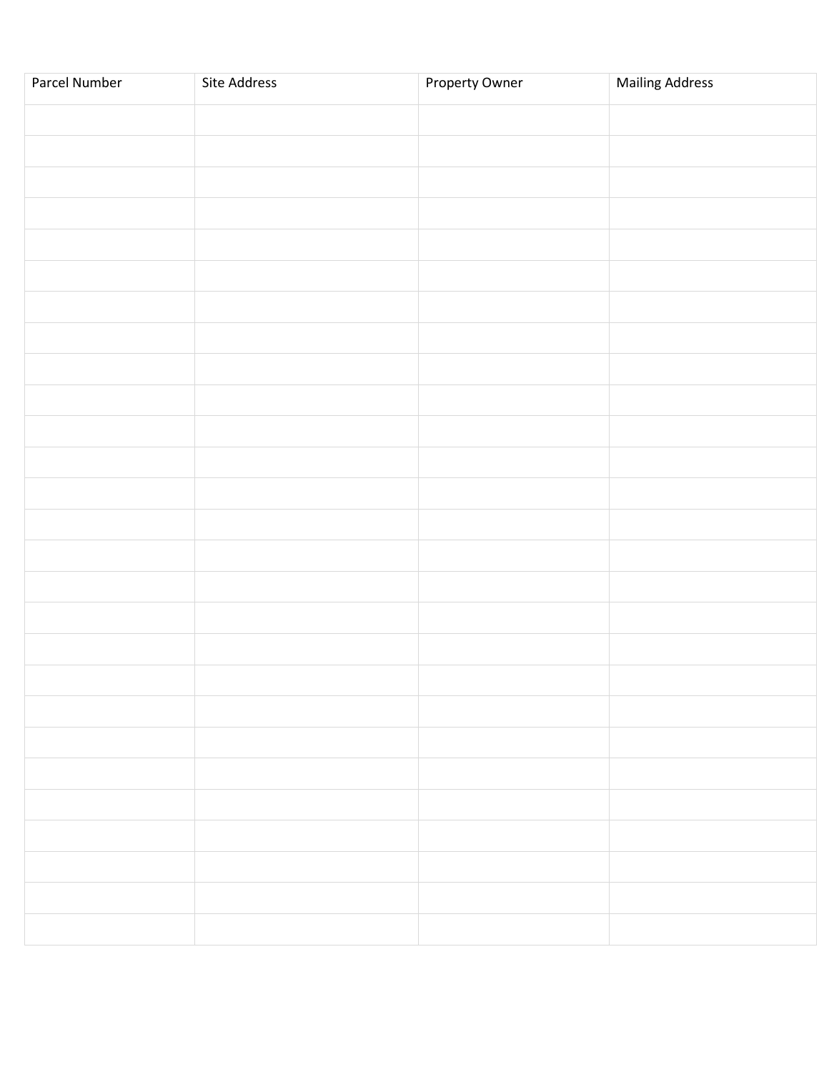| Parcel Number | Site Address | Property Owner | Mailing Address |
|---|---|---|---|
| | | | |
| | | | |
| | | | |
| | | | |
| | | | |
| | | | |
| | | | |
| | | | |
| | | | |
| | | | |
| | | | |
| | | | |
| | | | |
| | | | |
| | | | |
| | | | |
| | | | |
| | | | |
| | | | |
| | | | |
| | | | |
| | | | |
| | | | |
| | | | |
| | | | |
| | | | |